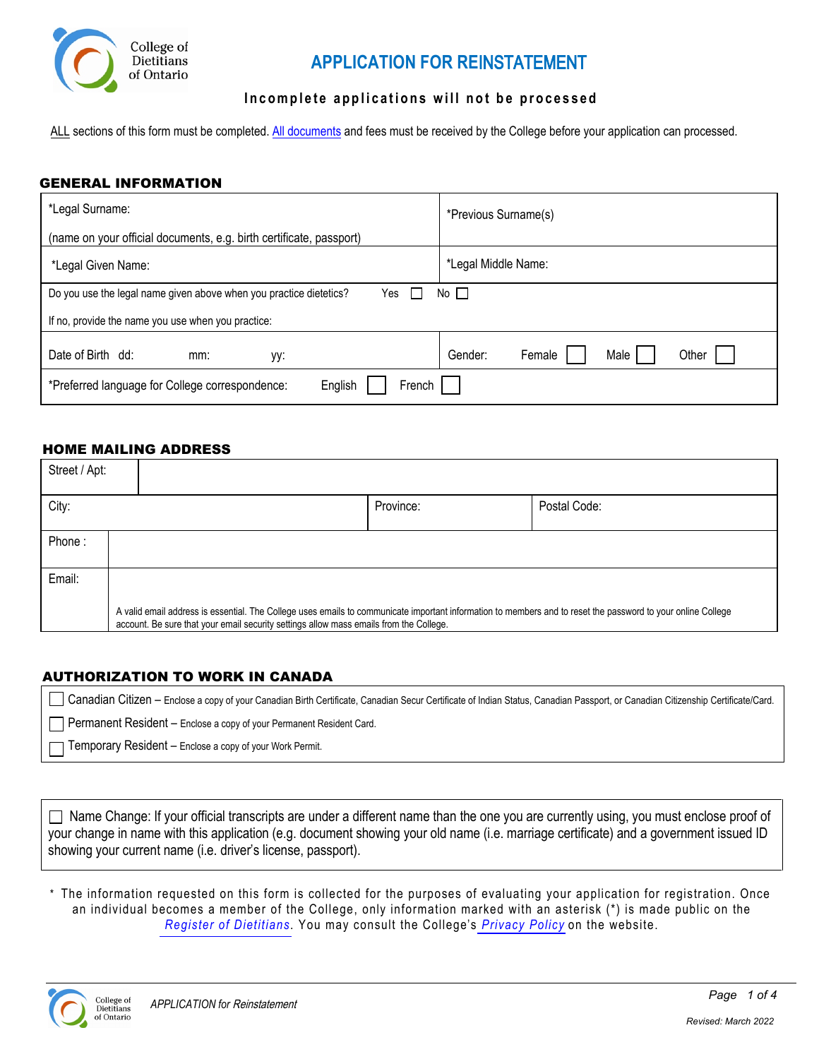College of Dietitians of Ontario

# APPLICATION FOR REINSTATEMENT

**Incomplete applications will not be processed**

ALL sections of this form must be completed. All documents and fees must be received by the College before your application can processed.

## GENERAL INFORMATION

| | |
|---|---|
| *Legal Surname: (name on your official documents, e.g. birth certificate, passport) | *Previous Surname(s) |
| *Legal Given Name: | *Legal Middle Name: |
| Do you use the legal name given above when you practice dietetics? Yes ☐ No ☐ If no, provide the name you use when you practice: | |
| Date of Birth dd: mm: yy: | Gender: Female ☐ Male ☐ Other ☐ |
| *Preferred language for College correspondence: English ☐ French ☐ | |

## HOME MAILING ADDRESS

| | | |
|---|---|---|
| Street / Apt: | | |
| City: | Province: | Postal Code: |
| Phone : | | |
| Email: A valid email address is essential. The College uses emails to communicate important information to members and to reset the password to your online College account. Be sure that your email security settings allow mass emails from the College. | | |

## AUTHORIZATION TO WORK IN CANADA

- ☐ Canadian Citizen – Enclose a copy of your Canadian Birth Certificate, Canadian Secur Certificate of Indian Status, Canadian Passport, or Canadian Citizenship Certificate/Card.
- ☐ Permanent Resident – Enclose a copy of your Permanent Resident Card.
- ☐ Temporary Resident – Enclose a copy of your Work Permit.

☐ Name Change: If your official transcripts are under a different name than the one you are currently using, you must enclose proof of your change in name with this application (e.g. document showing your old name (i.e. marriage certificate) and a government issued ID showing your current name (i.e. driver's license, passport).

* The information requested on this form is collected for the purposes of evaluating your application for registration. Once an individual becomes a member of the College, only information marked with an asterisk (*) is made public on the *Register of Dietitians*. You may consult the College's *Privacy Policy* on the website.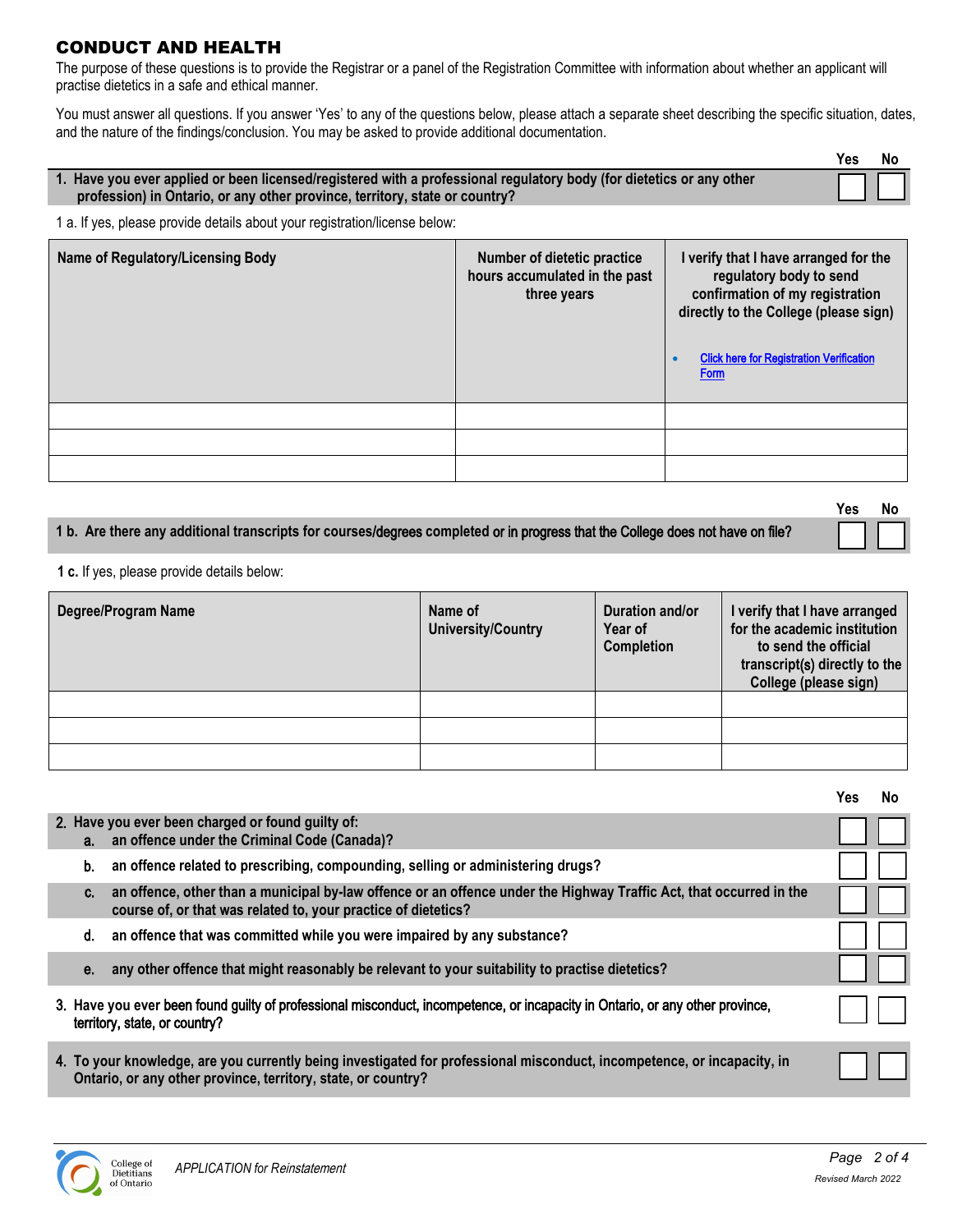## CONDUCT AND HEALTH

The purpose of these questions is to provide the Registrar or a panel of the Registration Committee with information about whether an applicant will practise dietetics in a safe and ethical manner.

You must answer all questions. If you answer 'Yes' to any of the questions below, please attach a separate sheet describing the specific situation, dates, and the nature of the findings/conclusion. You may be asked to provide additional documentation.

| | Yes | No |
|---|---|---|
| **1. Have you ever applied or been licensed/registered with a professional regulatory body (for dietetics or any other profession) in Ontario, or any other province, territory, state or country?** | ☐ | ☐ |

1 a. If yes, please provide details about your registration/license below:

| Name of Regulatory/Licensing Body | Number of dietetic practice hours accumulated in the past three years | I verify that I have arranged for the regulatory body to send confirmation of my registration directly to the College (please sign)<br>• Click here for Registration Verification Form |
|---|---|---|
| | | |
| | | |
| | | |

| | Yes | No |
|---|---|---|
| **1 b. Are there any additional transcripts for courses/degrees completed or in progress that the College does not have on file?** | ☐ | ☐ |

**1 c.** If yes, please provide details below:

| Degree/Program Name | Name of University/Country | Duration and/or Year of Completion | I verify that I have arranged for the academic institution to send the official transcript(s) directly to the College (please sign) |
|---|---|---|---|
| | | | |
| | | | |
| | | | |

| | Yes | No |
|---|---|---|
| **2. Have you ever been charged or found guilty of:**<br>**a. an offence under the Criminal Code (Canada)?** | ☐ | ☐ |
| **b. an offence related to prescribing, compounding, selling or administering drugs?** | ☐ | ☐ |
| **c. an offence, other than a municipal by-law offence or an offence under the Highway Traffic Act, that occurred in the course of, or that was related to, your practice of dietetics?** | ☐ | ☐ |
| **d. an offence that was committed while you were impaired by any substance?** | ☐ | ☐ |
| **e. any other offence that might reasonably be relevant to your suitability to practise dietetics?** | ☐ | ☐ |
| **3. Have you ever been found guilty of professional misconduct, incompetence, or incapacity in Ontario, or any other province, territory, state, or country?** | ☐ | ☐ |
| **4. To your knowledge, are you currently being investigated for professional misconduct, incompetence, or incapacity, in Ontario, or any other province, territory, state, or country?** | ☐ | ☐ |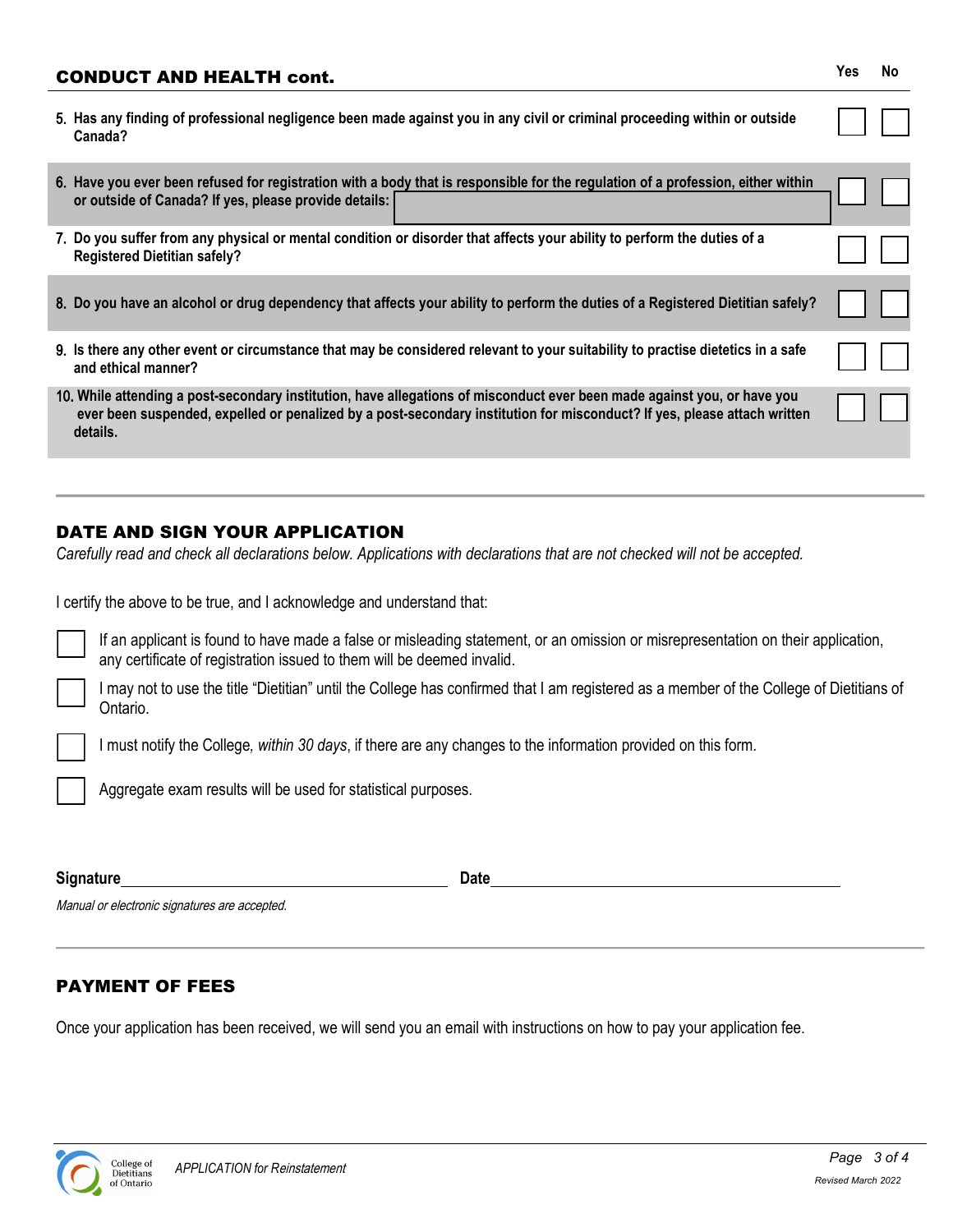## CONDUCT AND HEALTH cont.

| Question | Yes | No |
|---|---|---|
| 5. Has any finding of professional negligence been made against you in any civil or criminal proceeding within or outside Canada? | ☐ | ☐ |
| 6. Have you ever been refused for registration with a body that is responsible for the regulation of a profession, either within or outside of Canada? If yes, please provide details: | ☐ | ☐ |
| 7. Do you suffer from any physical or mental condition or disorder that affects your ability to perform the duties of a Registered Dietitian safely? | ☐ | ☐ |
| 8. Do you have an alcohol or drug dependency that affects your ability to perform the duties of a Registered Dietitian safely? | ☐ | ☐ |
| 9. Is there any other event or circumstance that may be considered relevant to your suitability to practise dietetics in a safe and ethical manner? | ☐ | ☐ |
| 10. While attending a post-secondary institution, have allegations of misconduct ever been made against you, or have you ever been suspended, expelled or penalized by a post-secondary institution for misconduct? If yes, please attach written details. | ☐ | ☐ |

## DATE AND SIGN YOUR APPLICATION

*Carefully read and check all declarations below. Applications with declarations that are not checked will not be accepted.*

I certify the above to be true, and I acknowledge and understand that:

- ☐ If an applicant is found to have made a false or misleading statement, or an omission or misrepresentation on their application, any certificate of registration issued to them will be deemed invalid.
- ☐ I may not to use the title "Dietitian" until the College has confirmed that I am registered as a member of the College of Dietitians of Ontario.
- ☐ I must notify the College, *within 30 days*, if there are any changes to the information provided on this form.
- ☐ Aggregate exam results will be used for statistical purposes.

**Signature** ______________________________ **Date** ______________________________

*Manual or electronic signatures are accepted.*

## PAYMENT OF FEES

Once your application has been received, we will send you an email with instructions on how to pay your application fee.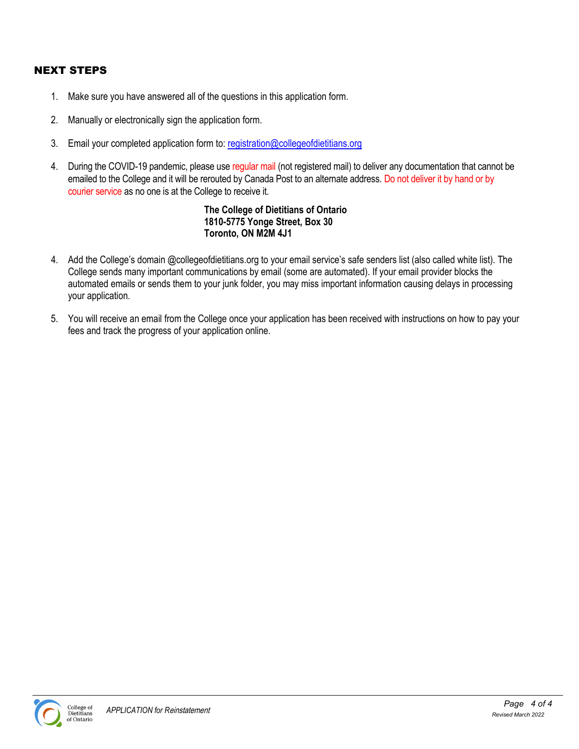## NEXT STEPS

1. Make sure you have answered all of the questions in this application form.

2. Manually or electronically sign the application form.

3. Email your completed application form to: registration@collegeofdietitians.org

4. During the COVID-19 pandemic, please use regular mail (not registered mail) to deliver any documentation that cannot be emailed to the College and it will be rerouted by Canada Post to an alternate address. Do not deliver it by hand or by courier service as no one is at the College to receive it.

   **The College of Dietitians of Ontario**
   **1810-5775 Yonge Street, Box 30**
   **Toronto, ON M2M 4J1**

4. Add the College's domain @collegeofdietitians.org to your email service's safe senders list (also called white list). The College sends many important communications by email (some are automated). If your email provider blocks the automated emails or sends them to your junk folder, you may miss important information causing delays in processing your application.

5. You will receive an email from the College once your application has been received with instructions on how to pay your fees and track the progress of your application online.